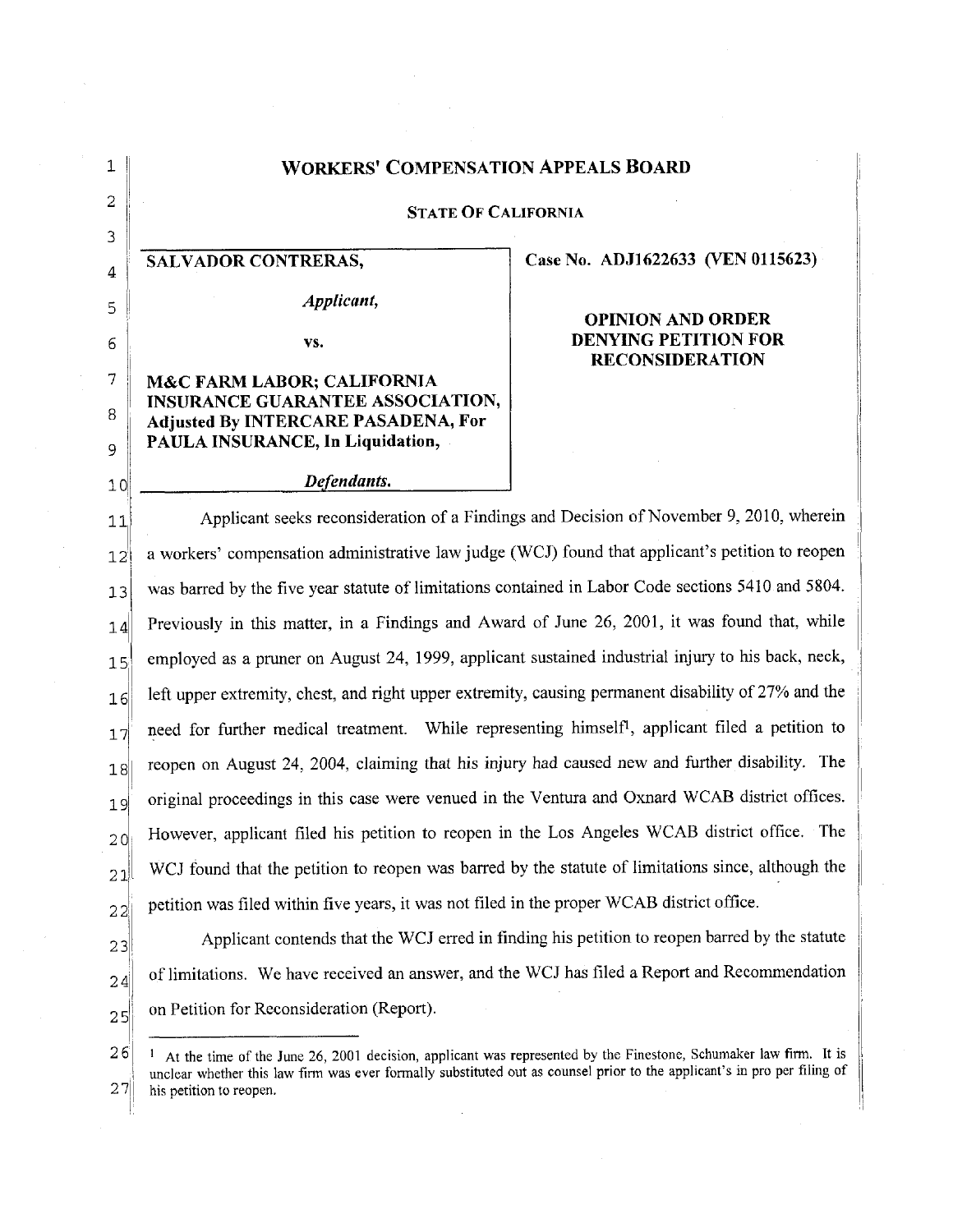# WORKERS' COMPENSATION APPEALS BOARD

## STATE OF CALIFORNIA

| | |
|---|---|
| **SALVADOR CONTRERAS,**<br><br>*Applicant,*<br><br>vs.<br><br>**M&C FARM LABOR; CALIFORNIA INSURANCE GUARANTEE ASSOCIATION, Adjusted By INTERCARE PASADENA, For PAULA INSURANCE, In Liquidation,**<br><br>***Defendants.*** | **Case No. ADJ1622633 (VEN 0115623)**<br><br>**OPINION AND ORDER DENYING PETITION FOR RECONSIDERATION** |

Applicant seeks reconsideration of a Findings and Decision of November 9, 2010, wherein a workers' compensation administrative law judge (WCJ) found that applicant's petition to reopen was barred by the five year statute of limitations contained in Labor Code sections 5410 and 5804. Previously in this matter, in a Findings and Award of June 26, 2001, it was found that, while employed as a pruner on August 24, 1999, applicant sustained industrial injury to his back, neck, left upper extremity, chest, and right upper extremity, causing permanent disability of 27% and the need for further medical treatment. While representing himself[1], applicant filed a petition to reopen on August 24, 2004, claiming that his injury had caused new and further disability. The original proceedings in this case were venued in the Ventura and Oxnard WCAB district offices. However, applicant filed his petition to reopen in the Los Angeles WCAB district office. The WCJ found that the petition to reopen was barred by the statute of limitations since, although the petition was filed within five years, it was not filed in the proper WCAB district office.

Applicant contends that the WCJ erred in finding his petition to reopen barred by the statute of limitations. We have received an answer, and the WCJ has filed a Report and Recommendation on Petition for Reconsideration (Report).

---

[1] At the time of the June 26, 2001 decision, applicant was represented by the Finestone, Schumaker law firm. It is unclear whether this law firm was ever formally substituted out as counsel prior to the applicant's in pro per filing of his petition to reopen.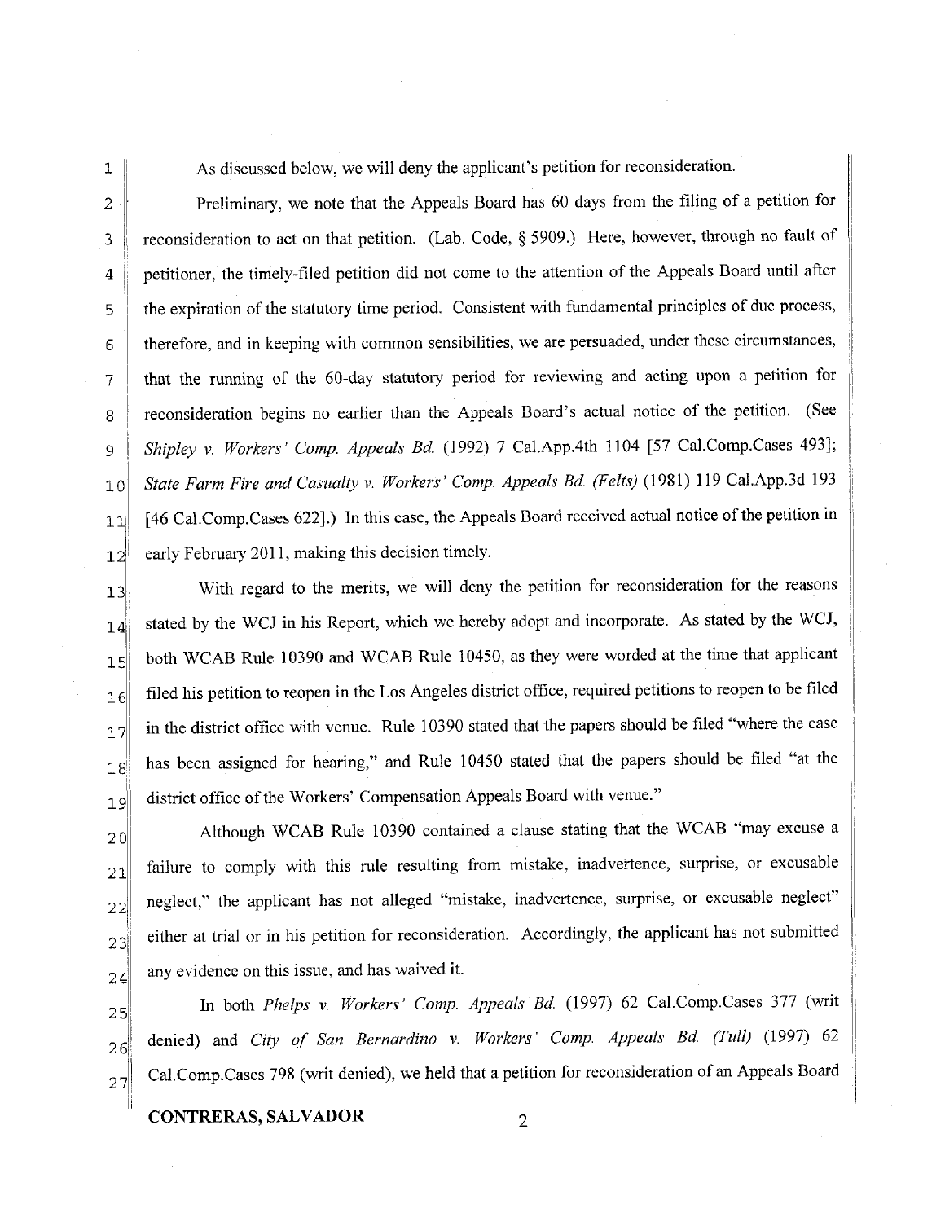As discussed below, we will deny the applicant's petition for reconsideration.

Preliminary, we note that the Appeals Board has 60 days from the filing of a petition for reconsideration to act on that petition. (Lab. Code, § 5909.) Here, however, through no fault of petitioner, the timely-filed petition did not come to the attention of the Appeals Board until after the expiration of the statutory time period. Consistent with fundamental principles of due process, therefore, and in keeping with common sensibilities, we are persuaded, under these circumstances, that the running of the 60-day statutory period for reviewing and acting upon a petition for reconsideration begins no earlier than the Appeals Board's actual notice of the petition. (See *Shipley v. Workers' Comp. Appeals Bd.* (1992) 7 Cal.App.4th 1104 [57 Cal.Comp.Cases 493]; *State Farm Fire and Casualty v. Workers' Comp. Appeals Bd. (Felts)* (1981) 119 Cal.App.3d 193 [46 Cal.Comp.Cases 622].) In this case, the Appeals Board received actual notice of the petition in early February 2011, making this decision timely.

With regard to the merits, we will deny the petition for reconsideration for the reasons stated by the WCJ in his Report, which we hereby adopt and incorporate. As stated by the WCJ, both WCAB Rule 10390 and WCAB Rule 10450, as they were worded at the time that applicant filed his petition to reopen in the Los Angeles district office, required petitions to reopen to be filed in the district office with venue. Rule 10390 stated that the papers should be filed "where the case has been assigned for hearing," and Rule 10450 stated that the papers should be filed "at the district office of the Workers' Compensation Appeals Board with venue."

Although WCAB Rule 10390 contained a clause stating that the WCAB "may excuse a failure to comply with this rule resulting from mistake, inadvertence, surprise, or excusable neglect," the applicant has not alleged "mistake, inadvertence, surprise, or excusable neglect" either at trial or in his petition for reconsideration. Accordingly, the applicant has not submitted any evidence on this issue, and has waived it.

In both *Phelps v. Workers' Comp. Appeals Bd.* (1997) 62 Cal.Comp.Cases 377 (writ denied) and *City of San Bernardino v. Workers' Comp. Appeals Bd. (Tull)* (1997) 62 Cal.Comp.Cases 798 (writ denied), we held that a petition for reconsideration of an Appeals Board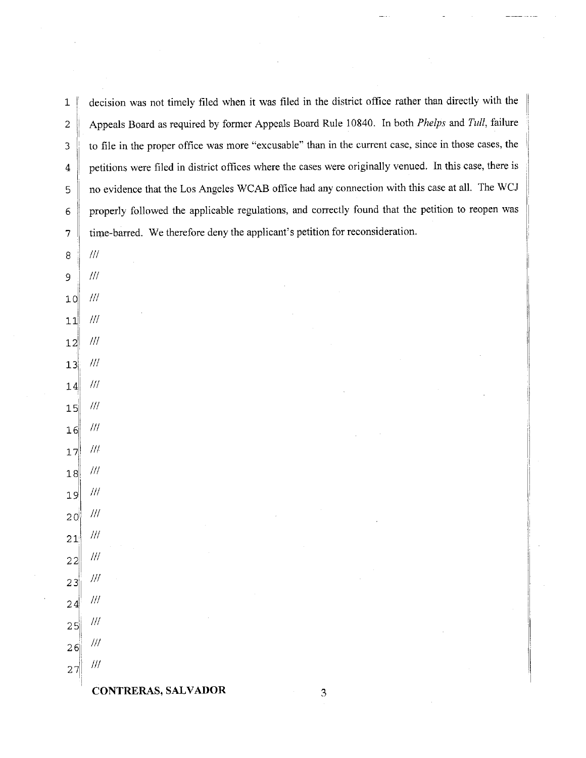decision was not timely filed when it was filed in the district office rather than directly with the Appeals Board as required by former Appeals Board Rule 10840. In both *Phelps* and *Tull*, failure to file in the proper office was more "excusable" than in the current case, since in those cases, the petitions were filed in district offices where the cases were originally venued. In this case, there is no evidence that the Los Angeles WCAB office had any connection with this case at all. The WCJ properly followed the applicable regulations, and correctly found that the petition to reopen was time-barred. We therefore deny the applicant's petition for reconsideration.

///

///

///

///

///

///

///

///

///

///

///

///

///

///

///

///

///

///

///

///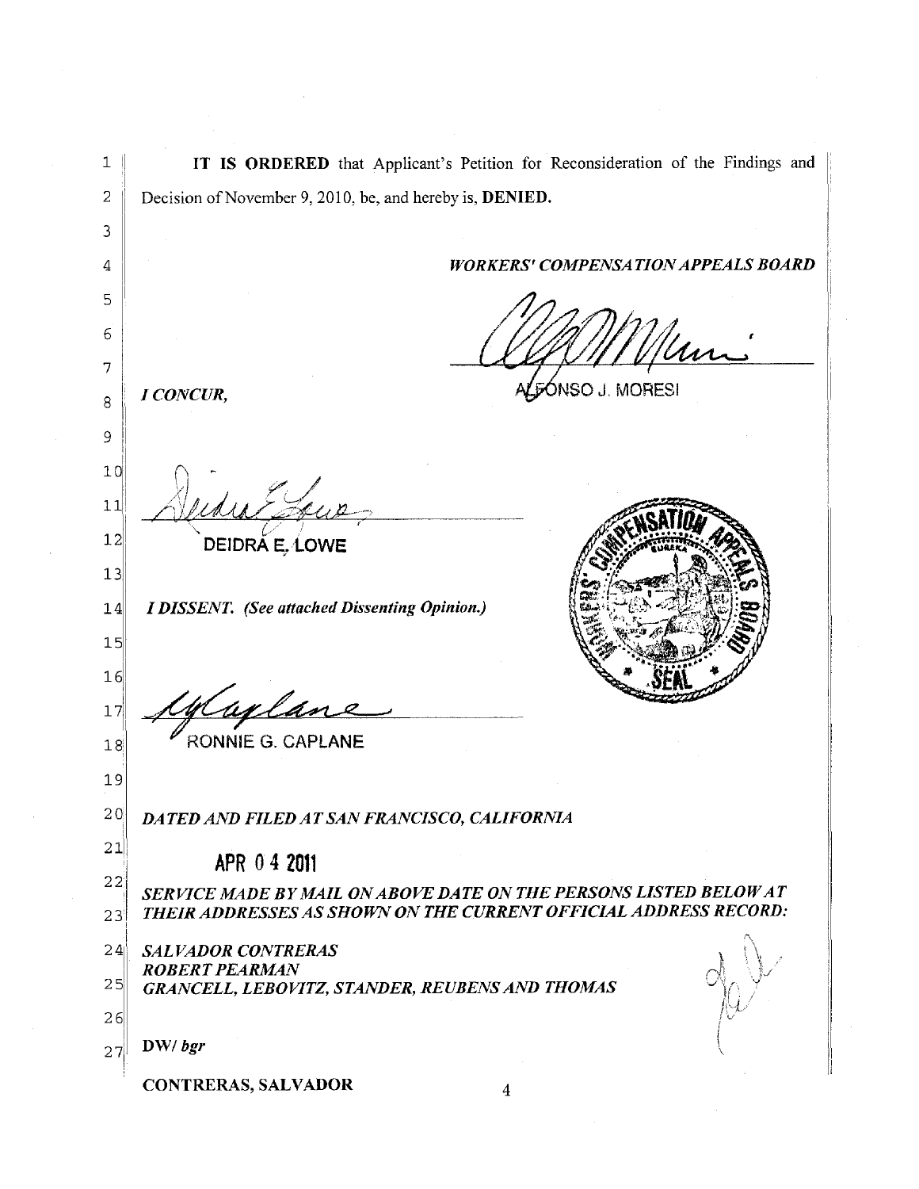**IT IS ORDERED** that Applicant's Petition for Reconsideration of the Findings and Decision of November 9, 2010, be, and hereby is, **DENIED.**

***WORKERS' COMPENSATION APPEALS BOARD***

ALFONSO J. MORESI

*I CONCUR,*

DEIDRA E. LOWE

*I DISSENT. (See attached Dissenting Opinion.)*

RONNIE G. CAPLANE

*DATED AND FILED AT SAN FRANCISCO, CALIFORNIA*

**APR 04 2011**

*SERVICE MADE BY MAIL ON ABOVE DATE ON THE PERSONS LISTED BELOW AT THEIR ADDRESSES AS SHOWN ON THE CURRENT OFFICIAL ADDRESS RECORD:*

*SALVADOR CONTRERAS*
*ROBERT PEARMAN*
*GRANCELL, LEBOVITZ, STANDER, REUBENS AND THOMAS*

DW/ *bgr*

**CONTRERAS, SALVADOR**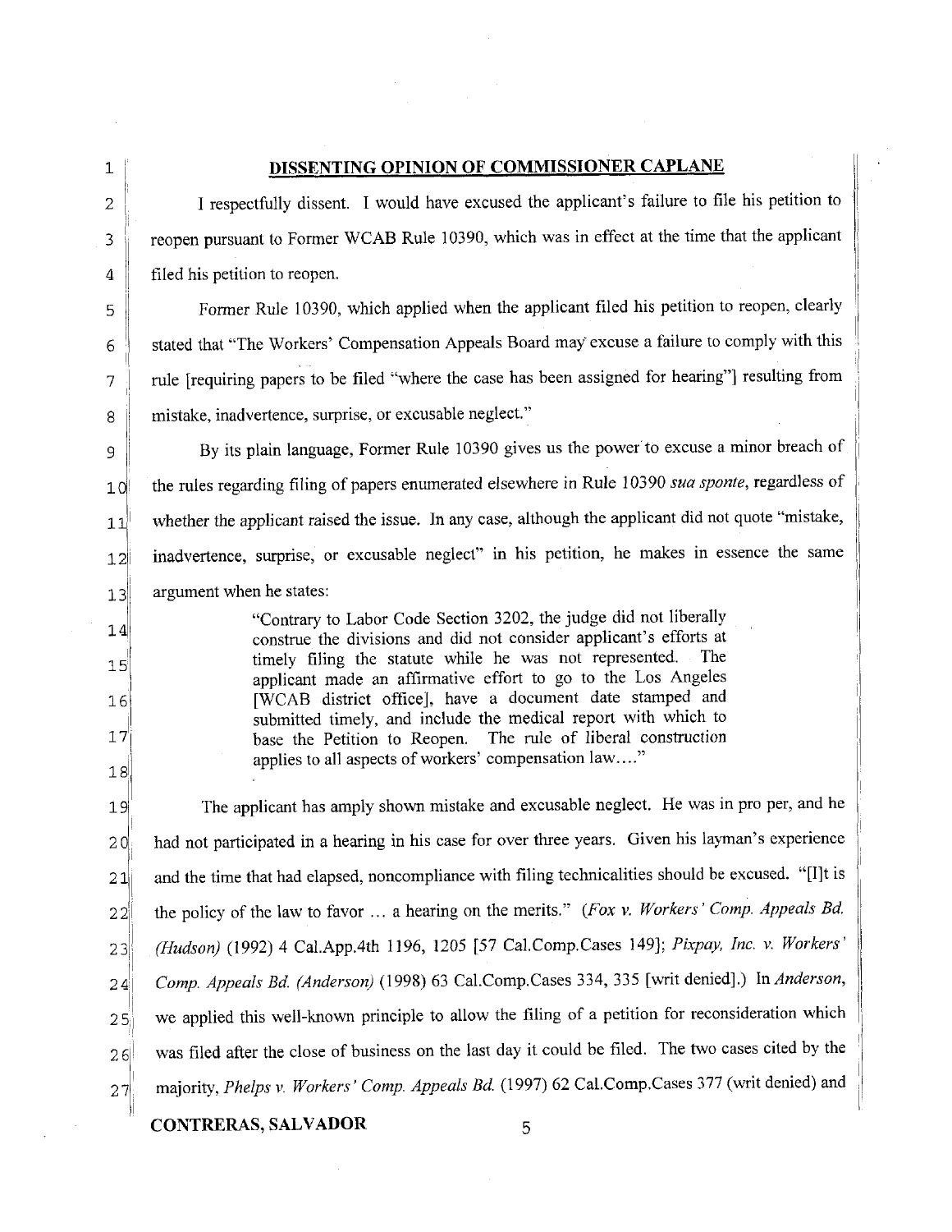**DISSENTING OPINION OF COMMISSIONER CAPLANE**

I respectfully dissent. I would have excused the applicant's failure to file his petition to reopen pursuant to Former WCAB Rule 10390, which was in effect at the time that the applicant filed his petition to reopen.

Former Rule 10390, which applied when the applicant filed his petition to reopen, clearly stated that "The Workers' Compensation Appeals Board may excuse a failure to comply with this rule [requiring papers to be filed "where the case has been assigned for hearing"] resulting from mistake, inadvertence, surprise, or excusable neglect."

By its plain language, Former Rule 10390 gives us the power to excuse a minor breach of the rules regarding filing of papers enumerated elsewhere in Rule 10390 *sua sponte*, regardless of whether the applicant raised the issue. In any case, although the applicant did not quote "mistake, inadvertence, surprise, or excusable neglect" in his petition, he makes in essence the same argument when he states:

> "Contrary to Labor Code Section 3202, the judge did not liberally construe the divisions and did not consider applicant's efforts at timely filing the statute while he was not represented. The applicant made an affirmative effort to go to the Los Angeles [WCAB district office], have a document date stamped and submitted timely, and include the medical report with which to base the Petition to Reopen. The rule of liberal construction applies to all aspects of workers' compensation law...."

The applicant has amply shown mistake and excusable neglect. He was in pro per, and he had not participated in a hearing in his case for over three years. Given his layman's experience and the time that had elapsed, noncompliance with filing technicalities should be excused. "[I]t is the policy of the law to favor ... a hearing on the merits." (*Fox v. Workers' Comp. Appeals Bd. (Hudson)* (1992) 4 Cal.App.4th 1196, 1205 [57 Cal.Comp.Cases 149]; *Pixpay, Inc. v. Workers' Comp. Appeals Bd. (Anderson)* (1998) 63 Cal.Comp.Cases 334, 335 [writ denied].) In *Anderson*, we applied this well-known principle to allow the filing of a petition for reconsideration which was filed after the close of business on the last day it could be filed. The two cases cited by the majority, *Phelps v. Workers' Comp. Appeals Bd.* (1997) 62 Cal.Comp.Cases 377 (writ denied) and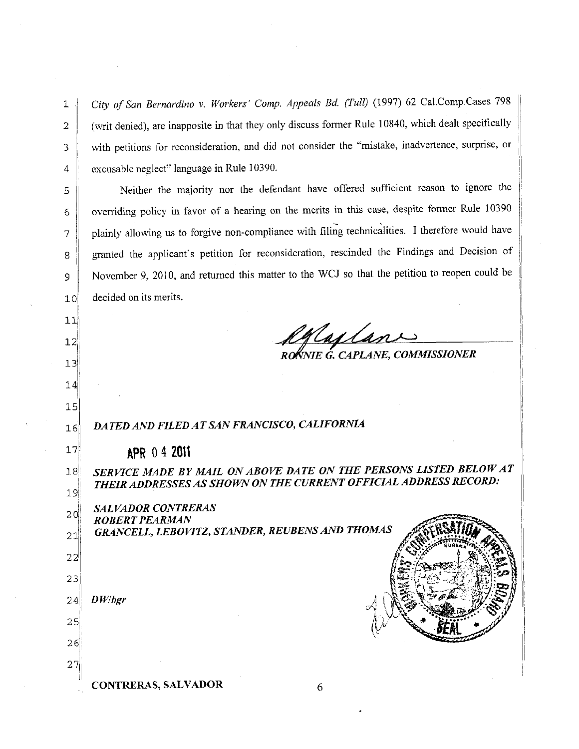*City of San Bernardino v. Workers' Comp. Appeals Bd. (Tull)* (1997) 62 Cal.Comp.Cases 798 (writ denied), are inapposite in that they only discuss former Rule 10840, which dealt specifically with petitions for reconsideration, and did not consider the "mistake, inadvertence, surprise, or excusable neglect" language in Rule 10390.

Neither the majority nor the defendant have offered sufficient reason to ignore the overriding policy in favor of a hearing on the merits in this case, despite former Rule 10390 plainly allowing us to forgive non-compliance with filing technicalities. I therefore would have granted the applicant's petition for reconsideration, rescinded the Findings and Decision of November 9, 2010, and returned this matter to the WCJ so that the petition to reopen could be decided on its merits.

*RONNIE G. CAPLANE, COMMISSIONER*

*DATED AND FILED AT SAN FRANCISCO, CALIFORNIA*

**APR 0 4 2011**

*SERVICE MADE BY MAIL ON ABOVE DATE ON THE PERSONS LISTED BELOW AT THEIR ADDRESSES AS SHOWN ON THE CURRENT OFFICIAL ADDRESS RECORD:*

*SALVADOR CONTRERAS*
*ROBERT PEARMAN*
*GRANCELL, LEBOVITZ, STANDER, REUBENS AND THOMAS*

*DW/bgr*

**CONTRERAS, SALVADOR**